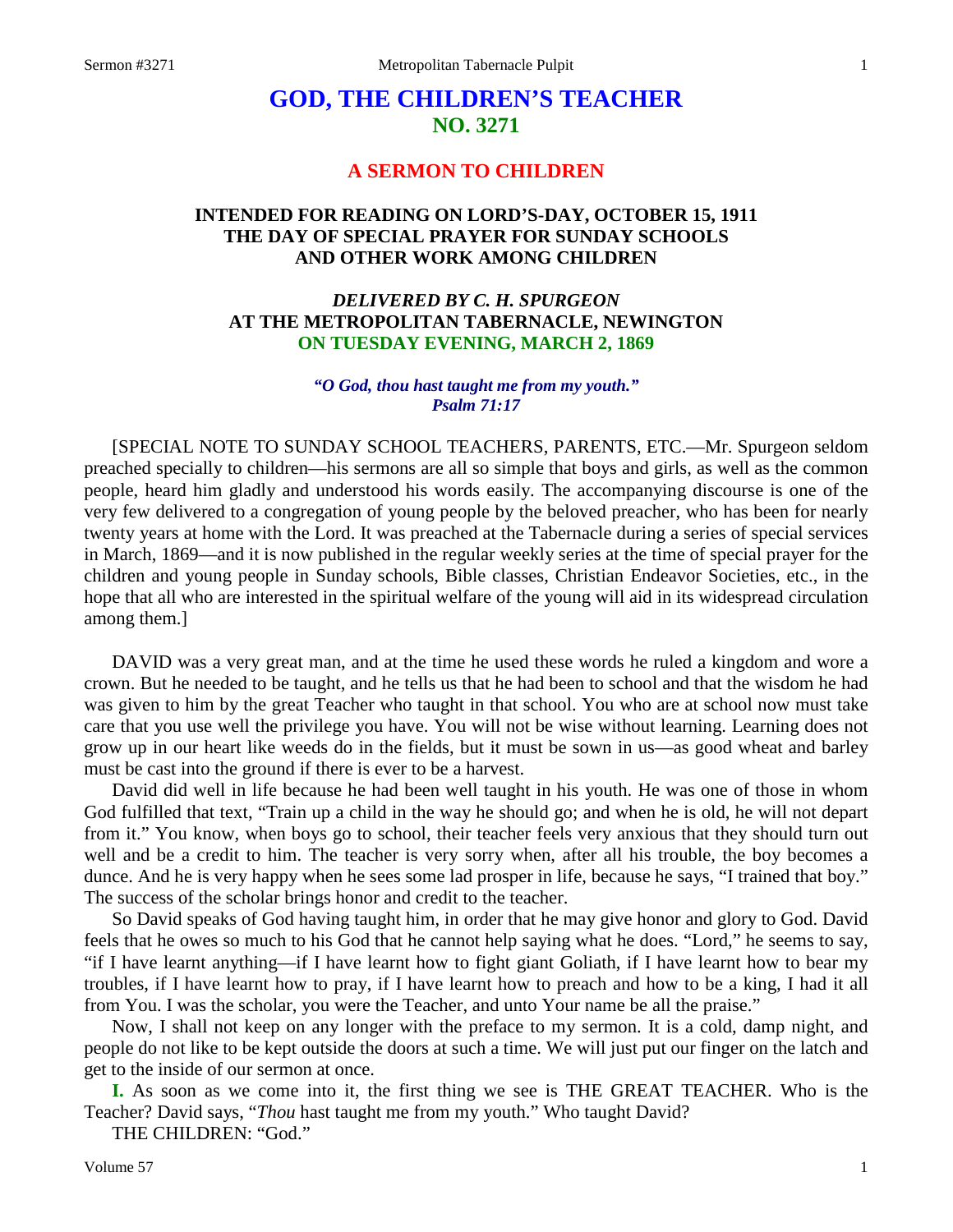# GOD, THE CHILDREN'S TEACHER
## NO. 3271

### A SERMON TO CHILDREN

### INTENDED FOR READING ON LORD'S-DAY, OCTOBER 15, 1911
### THE DAY OF SPECIAL PRAYER FOR SUNDAY SCHOOLS
### AND OTHER WORK AMONG CHILDREN

### *DELIVERED BY C. H. SPURGEON*
### AT THE METROPOLITAN TABERNACLE, NEWINGTON
### ON TUESDAY EVENING, MARCH 2, 1869

***"O God, thou hast taught me from my youth."***
***Psalm 71:17***

[SPECIAL NOTE TO SUNDAY SCHOOL TEACHERS, PARENTS, ETC.—Mr. Spurgeon seldom preached specially to children—his sermons are all so simple that boys and girls, as well as the common people, heard him gladly and understood his words easily. The accompanying discourse is one of the very few delivered to a congregation of young people by the beloved preacher, who has been for nearly twenty years at home with the Lord. It was preached at the Tabernacle during a series of special services in March, 1869—and it is now published in the regular weekly series at the time of special prayer for the children and young people in Sunday schools, Bible classes, Christian Endeavor Societies, etc., in the hope that all who are interested in the spiritual welfare of the young will aid in its widespread circulation among them.]

DAVID was a very great man, and at the time he used these words he ruled a kingdom and wore a crown. But he needed to be taught, and he tells us that he had been to school and that the wisdom he had was given to him by the great Teacher who taught in that school. You who are at school now must take care that you use well the privilege you have. You will not be wise without learning. Learning does not grow up in our heart like weeds do in the fields, but it must be sown in us—as good wheat and barley must be cast into the ground if there is ever to be a harvest.

David did well in life because he had been well taught in his youth. He was one of those in whom God fulfilled that text, "Train up a child in the way he should go; and when he is old, he will not depart from it." You know, when boys go to school, their teacher feels very anxious that they should turn out well and be a credit to him. The teacher is very sorry when, after all his trouble, the boy becomes a dunce. And he is very happy when he sees some lad prosper in life, because he says, "I trained that boy." The success of the scholar brings honor and credit to the teacher.

So David speaks of God having taught him, in order that he may give honor and glory to God. David feels that he owes so much to his God that he cannot help saying what he does. "Lord," he seems to say, "if I have learnt anything—if I have learnt how to fight giant Goliath, if I have learnt how to bear my troubles, if I have learnt how to pray, if I have learnt how to preach and how to be a king, I had it all from You. I was the scholar, you were the Teacher, and unto Your name be all the praise."

Now, I shall not keep on any longer with the preface to my sermon. It is a cold, damp night, and people do not like to be kept outside the doors at such a time. We will just put our finger on the latch and get to the inside of our sermon at once.

**I.** As soon as we come into it, the first thing we see is THE GREAT TEACHER. Who is the Teacher? David says, "*Thou* hast taught me from my youth." Who taught David?

THE CHILDREN: "God."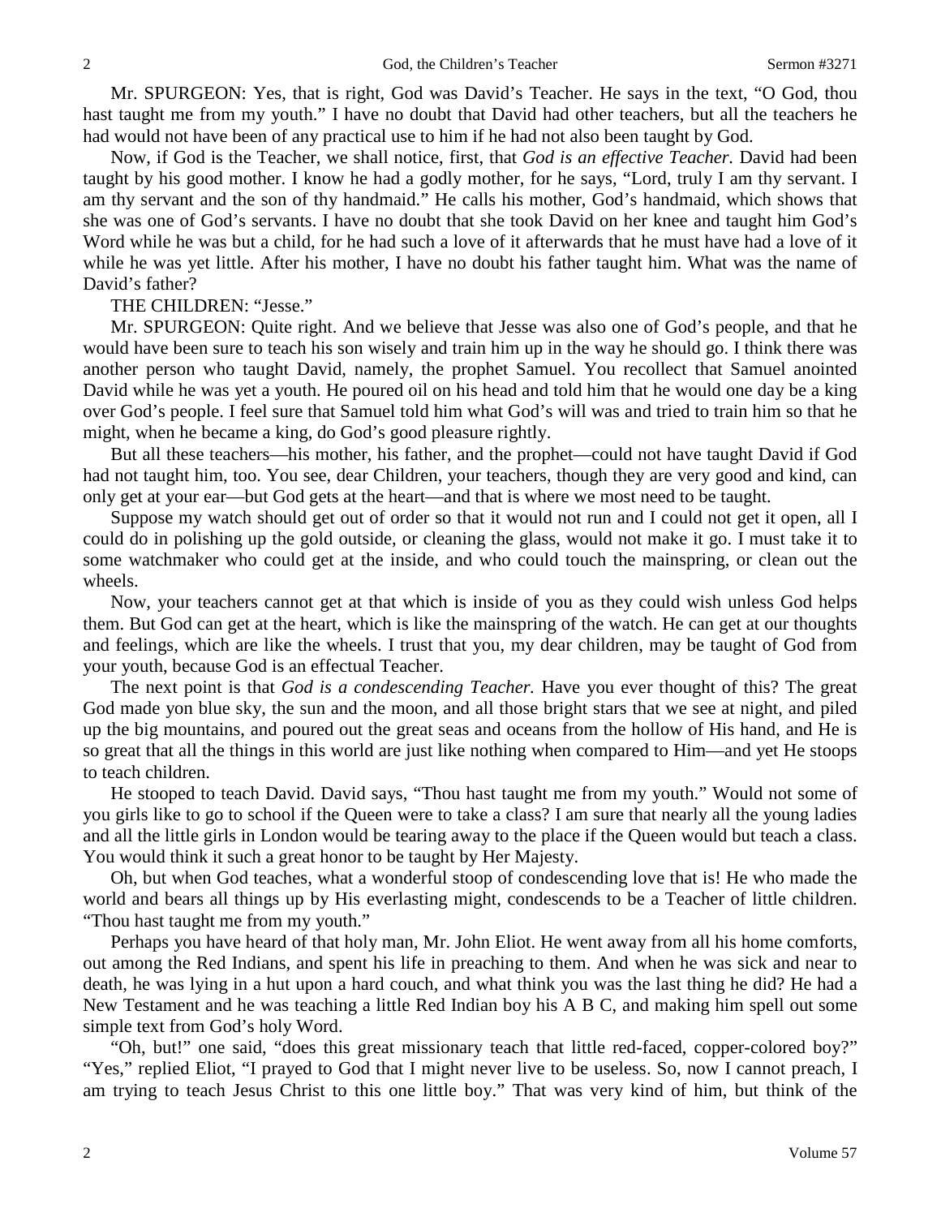Mr. SPURGEON: Yes, that is right, God was David's Teacher. He says in the text, "O God, thou hast taught me from my youth." I have no doubt that David had other teachers, but all the teachers he had would not have been of any practical use to him if he had not also been taught by God.

Now, if God is the Teacher, we shall notice, first, that *God is an effective Teacher.* David had been taught by his good mother. I know he had a godly mother, for he says, "Lord, truly I am thy servant. I am thy servant and the son of thy handmaid." He calls his mother, God's handmaid, which shows that she was one of God's servants. I have no doubt that she took David on her knee and taught him God's Word while he was but a child, for he had such a love of it afterwards that he must have had a love of it while he was yet little. After his mother, I have no doubt his father taught him. What was the name of David's father?

THE CHILDREN: "Jesse."

Mr. SPURGEON: Quite right. And we believe that Jesse was also one of God's people, and that he would have been sure to teach his son wisely and train him up in the way he should go. I think there was another person who taught David, namely, the prophet Samuel. You recollect that Samuel anointed David while he was yet a youth. He poured oil on his head and told him that he would one day be a king over God's people. I feel sure that Samuel told him what God's will was and tried to train him so that he might, when he became a king, do God's good pleasure rightly.

But all these teachers—his mother, his father, and the prophet—could not have taught David if God had not taught him, too. You see, dear Children, your teachers, though they are very good and kind, can only get at your ear—but God gets at the heart—and that is where we most need to be taught.

Suppose my watch should get out of order so that it would not run and I could not get it open, all I could do in polishing up the gold outside, or cleaning the glass, would not make it go. I must take it to some watchmaker who could get at the inside, and who could touch the mainspring, or clean out the wheels.

Now, your teachers cannot get at that which is inside of you as they could wish unless God helps them. But God can get at the heart, which is like the mainspring of the watch. He can get at our thoughts and feelings, which are like the wheels. I trust that you, my dear children, may be taught of God from your youth, because God is an effectual Teacher.

The next point is that *God is a condescending Teacher.* Have you ever thought of this? The great God made yon blue sky, the sun and the moon, and all those bright stars that we see at night, and piled up the big mountains, and poured out the great seas and oceans from the hollow of His hand, and He is so great that all the things in this world are just like nothing when compared to Him—and yet He stoops to teach children.

He stooped to teach David. David says, "Thou hast taught me from my youth." Would not some of you girls like to go to school if the Queen were to take a class? I am sure that nearly all the young ladies and all the little girls in London would be tearing away to the place if the Queen would but teach a class. You would think it such a great honor to be taught by Her Majesty.

Oh, but when God teaches, what a wonderful stoop of condescending love that is! He who made the world and bears all things up by His everlasting might, condescends to be a Teacher of little children. "Thou hast taught me from my youth."

Perhaps you have heard of that holy man, Mr. John Eliot. He went away from all his home comforts, out among the Red Indians, and spent his life in preaching to them. And when he was sick and near to death, he was lying in a hut upon a hard couch, and what think you was the last thing he did? He had a New Testament and he was teaching a little Red Indian boy his A B C, and making him spell out some simple text from God's holy Word.

"Oh, but!" one said, "does this great missionary teach that little red-faced, copper-colored boy?" "Yes," replied Eliot, "I prayed to God that I might never live to be useless. So, now I cannot preach, I am trying to teach Jesus Christ to this one little boy." That was very kind of him, but think of the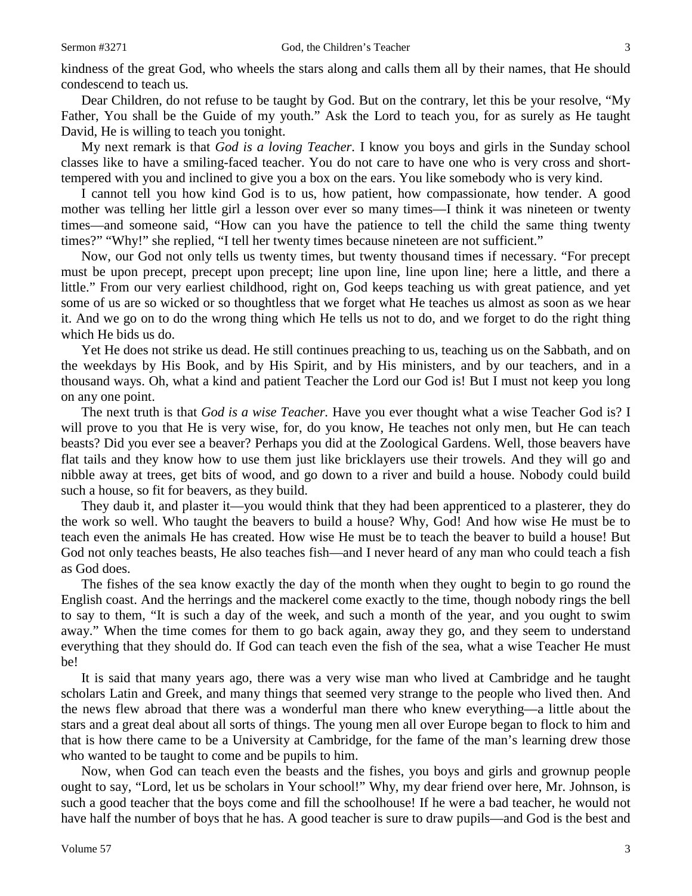kindness of the great God, who wheels the stars along and calls them all by their names, that He should condescend to teach us.

Dear Children, do not refuse to be taught by God. But on the contrary, let this be your resolve, "My Father, You shall be the Guide of my youth." Ask the Lord to teach you, for as surely as He taught David, He is willing to teach you tonight.

My next remark is that *God is a loving Teacher*. I know you boys and girls in the Sunday school classes like to have a smiling-faced teacher. You do not care to have one who is very cross and short-tempered with you and inclined to give you a box on the ears. You like somebody who is very kind.

I cannot tell you how kind God is to us, how patient, how compassionate, how tender. A good mother was telling her little girl a lesson over ever so many times—I think it was nineteen or twenty times—and someone said, "How can you have the patience to tell the child the same thing twenty times?" "Why!" she replied, "I tell her twenty times because nineteen are not sufficient."

Now, our God not only tells us twenty times, but twenty thousand times if necessary. "For precept must be upon precept, precept upon precept; line upon line, line upon line; here a little, and there a little." From our very earliest childhood, right on, God keeps teaching us with great patience, and yet some of us are so wicked or so thoughtless that we forget what He teaches us almost as soon as we hear it. And we go on to do the wrong thing which He tells us not to do, and we forget to do the right thing which He bids us do.

Yet He does not strike us dead. He still continues preaching to us, teaching us on the Sabbath, and on the weekdays by His Book, and by His Spirit, and by His ministers, and by our teachers, and in a thousand ways. Oh, what a kind and patient Teacher the Lord our God is! But I must not keep you long on any one point.

The next truth is that *God is a wise Teacher.* Have you ever thought what a wise Teacher God is? I will prove to you that He is very wise, for, do you know, He teaches not only men, but He can teach beasts? Did you ever see a beaver? Perhaps you did at the Zoological Gardens. Well, those beavers have flat tails and they know how to use them just like bricklayers use their trowels. And they will go and nibble away at trees, get bits of wood, and go down to a river and build a house. Nobody could build such a house, so fit for beavers, as they build.

They daub it, and plaster it—you would think that they had been apprenticed to a plasterer, they do the work so well. Who taught the beavers to build a house? Why, God! And how wise He must be to teach even the animals He has created. How wise He must be to teach the beaver to build a house! But God not only teaches beasts, He also teaches fish—and I never heard of any man who could teach a fish as God does.

The fishes of the sea know exactly the day of the month when they ought to begin to go round the English coast. And the herrings and the mackerel come exactly to the time, though nobody rings the bell to say to them, "It is such a day of the week, and such a month of the year, and you ought to swim away." When the time comes for them to go back again, away they go, and they seem to understand everything that they should do. If God can teach even the fish of the sea, what a wise Teacher He must be!

It is said that many years ago, there was a very wise man who lived at Cambridge and he taught scholars Latin and Greek, and many things that seemed very strange to the people who lived then. And the news flew abroad that there was a wonderful man there who knew everything—a little about the stars and a great deal about all sorts of things. The young men all over Europe began to flock to him and that is how there came to be a University at Cambridge, for the fame of the man's learning drew those who wanted to be taught to come and be pupils to him.

Now, when God can teach even the beasts and the fishes, you boys and girls and grownup people ought to say, "Lord, let us be scholars in Your school!" Why, my dear friend over here, Mr. Johnson, is such a good teacher that the boys come and fill the schoolhouse! If he were a bad teacher, he would not have half the number of boys that he has. A good teacher is sure to draw pupils—and God is the best and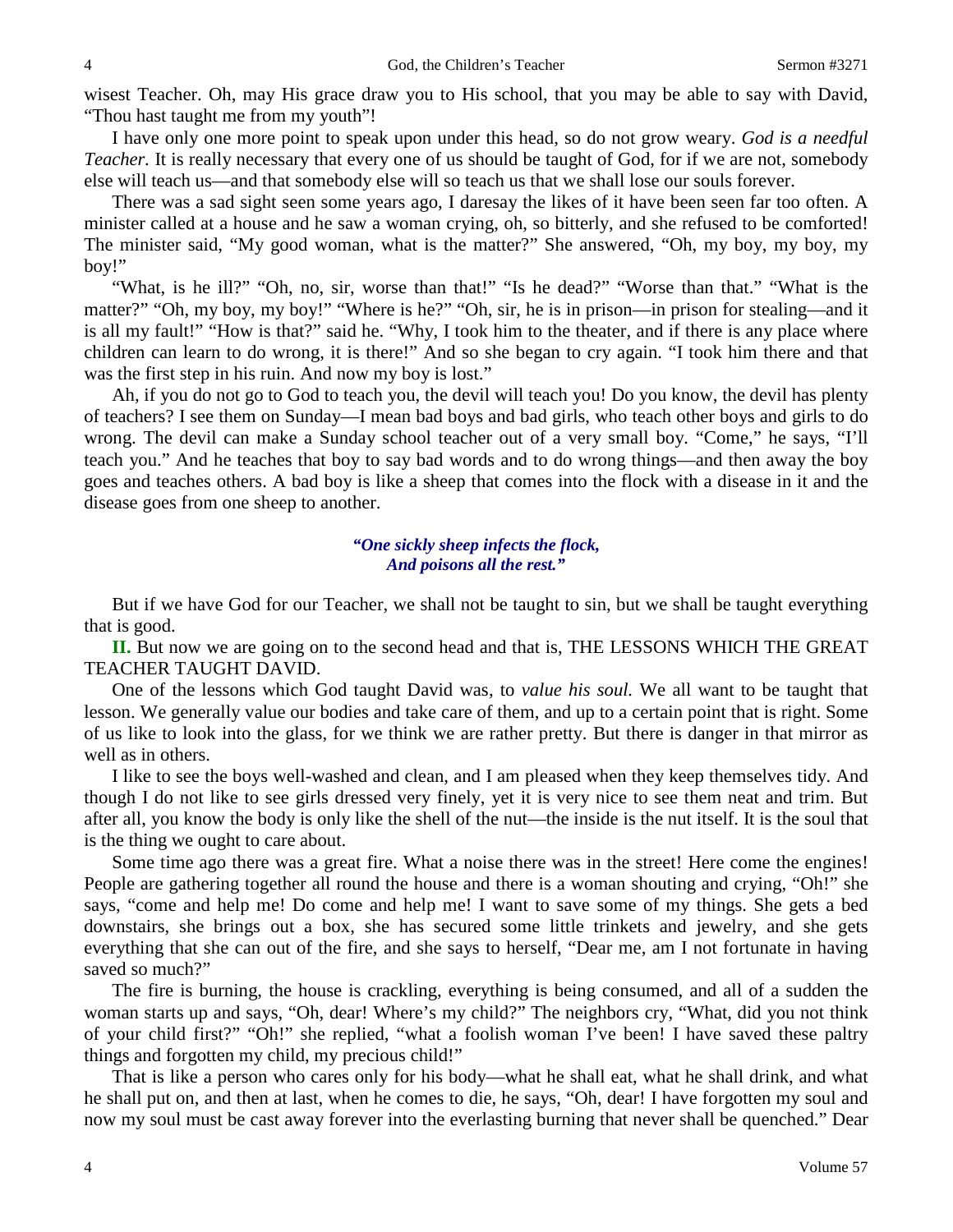wisest Teacher. Oh, may His grace draw you to His school, that you may be able to say with David, "Thou hast taught me from my youth"!

I have only one more point to speak upon under this head, so do not grow weary. *God is a needful Teacher.* It is really necessary that every one of us should be taught of God, for if we are not, somebody else will teach us—and that somebody else will so teach us that we shall lose our souls forever.

There was a sad sight seen some years ago, I daresay the likes of it have been seen far too often. A minister called at a house and he saw a woman crying, oh, so bitterly, and she refused to be comforted! The minister said, "My good woman, what is the matter?" She answered, "Oh, my boy, my boy, my boy!"

"What, is he ill?" "Oh, no, sir, worse than that!" "Is he dead?" "Worse than that." "What is the matter?" "Oh, my boy, my boy!" "Where is he?" "Oh, sir, he is in prison—in prison for stealing—and it is all my fault!" "How is that?" said he. "Why, I took him to the theater, and if there is any place where children can learn to do wrong, it is there!" And so she began to cry again. "I took him there and that was the first step in his ruin. And now my boy is lost."

Ah, if you do not go to God to teach you, the devil will teach you! Do you know, the devil has plenty of teachers? I see them on Sunday—I mean bad boys and bad girls, who teach other boys and girls to do wrong. The devil can make a Sunday school teacher out of a very small boy. "Come," he says, "I'll teach you." And he teaches that boy to say bad words and to do wrong things—and then away the boy goes and teaches others. A bad boy is like a sheep that comes into the flock with a disease in it and the disease goes from one sheep to another.

> *"One sickly sheep infects the flock,*
> *And poisons all the rest."*

But if we have God for our Teacher, we shall not be taught to sin, but we shall be taught everything that is good.

**II.** But now we are going on to the second head and that is, THE LESSONS WHICH THE GREAT TEACHER TAUGHT DAVID.

One of the lessons which God taught David was, to *value his soul.* We all want to be taught that lesson. We generally value our bodies and take care of them, and up to a certain point that is right. Some of us like to look into the glass, for we think we are rather pretty. But there is danger in that mirror as well as in others.

I like to see the boys well-washed and clean, and I am pleased when they keep themselves tidy. And though I do not like to see girls dressed very finely, yet it is very nice to see them neat and trim. But after all, you know the body is only like the shell of the nut—the inside is the nut itself. It is the soul that is the thing we ought to care about.

Some time ago there was a great fire. What a noise there was in the street! Here come the engines! People are gathering together all round the house and there is a woman shouting and crying, "Oh!" she says, "come and help me! Do come and help me! I want to save some of my things. She gets a bed downstairs, she brings out a box, she has secured some little trinkets and jewelry, and she gets everything that she can out of the fire, and she says to herself, "Dear me, am I not fortunate in having saved so much?"

The fire is burning, the house is crackling, everything is being consumed, and all of a sudden the woman starts up and says, "Oh, dear! Where's my child?" The neighbors cry, "What, did you not think of your child first?" "Oh!" she replied, "what a foolish woman I've been! I have saved these paltry things and forgotten my child, my precious child!"

That is like a person who cares only for his body—what he shall eat, what he shall drink, and what he shall put on, and then at last, when he comes to die, he says, "Oh, dear! I have forgotten my soul and now my soul must be cast away forever into the everlasting burning that never shall be quenched." Dear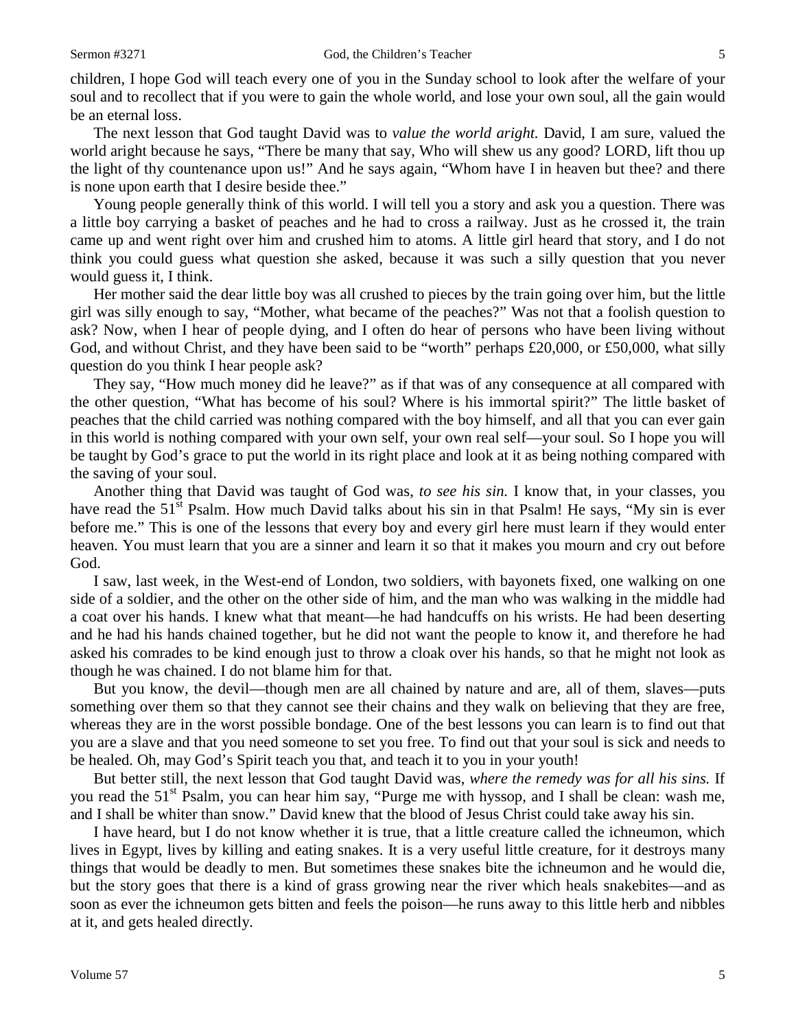children, I hope God will teach every one of you in the Sunday school to look after the welfare of your soul and to recollect that if you were to gain the whole world, and lose your own soul, all the gain would be an eternal loss.

The next lesson that God taught David was to *value the world aright.* David, I am sure, valued the world aright because he says, "There be many that say, Who will shew us any good? LORD, lift thou up the light of thy countenance upon us!" And he says again, "Whom have I in heaven but thee? and there is none upon earth that I desire beside thee."

Young people generally think of this world. I will tell you a story and ask you a question. There was a little boy carrying a basket of peaches and he had to cross a railway. Just as he crossed it, the train came up and went right over him and crushed him to atoms. A little girl heard that story, and I do not think you could guess what question she asked, because it was such a silly question that you never would guess it, I think.

Her mother said the dear little boy was all crushed to pieces by the train going over him, but the little girl was silly enough to say, "Mother, what became of the peaches?" Was not that a foolish question to ask? Now, when I hear of people dying, and I often do hear of persons who have been living without God, and without Christ, and they have been said to be "worth" perhaps £20,000, or £50,000, what silly question do you think I hear people ask?

They say, "How much money did he leave?" as if that was of any consequence at all compared with the other question, "What has become of his soul? Where is his immortal spirit?" The little basket of peaches that the child carried was nothing compared with the boy himself, and all that you can ever gain in this world is nothing compared with your own self, your own real self—your soul. So I hope you will be taught by God's grace to put the world in its right place and look at it as being nothing compared with the saving of your soul.

Another thing that David was taught of God was, *to see his sin.* I know that, in your classes, you have read the 51st Psalm. How much David talks about his sin in that Psalm! He says, "My sin is ever before me." This is one of the lessons that every boy and every girl here must learn if they would enter heaven. You must learn that you are a sinner and learn it so that it makes you mourn and cry out before God.

I saw, last week, in the West-end of London, two soldiers, with bayonets fixed, one walking on one side of a soldier, and the other on the other side of him, and the man who was walking in the middle had a coat over his hands. I knew what that meant—he had handcuffs on his wrists. He had been deserting and he had his hands chained together, but he did not want the people to know it, and therefore he had asked his comrades to be kind enough just to throw a cloak over his hands, so that he might not look as though he was chained. I do not blame him for that.

But you know, the devil—though men are all chained by nature and are, all of them, slaves—puts something over them so that they cannot see their chains and they walk on believing that they are free, whereas they are in the worst possible bondage. One of the best lessons you can learn is to find out that you are a slave and that you need someone to set you free. To find out that your soul is sick and needs to be healed. Oh, may God's Spirit teach you that, and teach it to you in your youth!

But better still, the next lesson that God taught David was, *where the remedy was for all his sins.* If you read the 51st Psalm, you can hear him say, "Purge me with hyssop, and I shall be clean: wash me, and I shall be whiter than snow." David knew that the blood of Jesus Christ could take away his sin.

I have heard, but I do not know whether it is true, that a little creature called the ichneumon, which lives in Egypt, lives by killing and eating snakes. It is a very useful little creature, for it destroys many things that would be deadly to men. But sometimes these snakes bite the ichneumon and he would die, but the story goes that there is a kind of grass growing near the river which heals snakebites—and as soon as ever the ichneumon gets bitten and feels the poison—he runs away to this little herb and nibbles at it, and gets healed directly.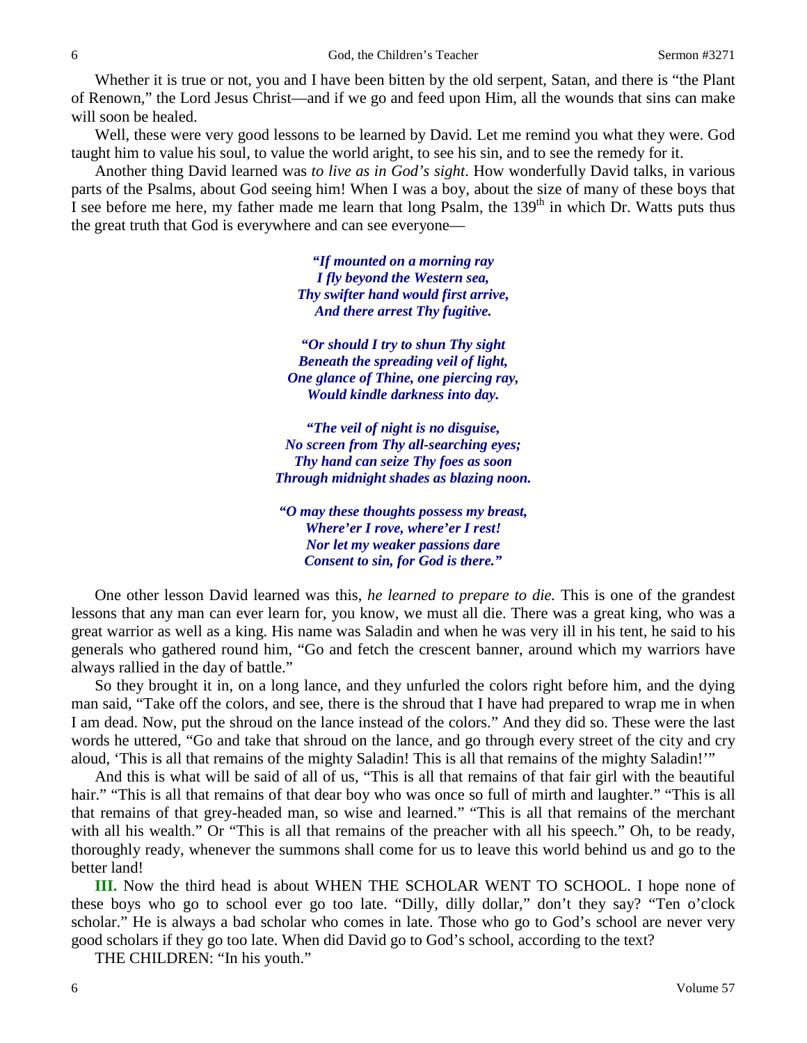Whether it is true or not, you and I have been bitten by the old serpent, Satan, and there is "the Plant of Renown," the Lord Jesus Christ—and if we go and feed upon Him, all the wounds that sins can make will soon be healed.

Well, these were very good lessons to be learned by David. Let me remind you what they were. God taught him to value his soul, to value the world aright, to see his sin, and to see the remedy for it.

Another thing David learned was *to live as in God's sight*. How wonderfully David talks, in various parts of the Psalms, about God seeing him! When I was a boy, about the size of many of these boys that I see before me here, my father made me learn that long Psalm, the 139th in which Dr. Watts puts thus the great truth that God is everywhere and can see everyone—

> ***"If mounted on a morning ray***
> ***I fly beyond the Western sea,***
> ***Thy swifter hand would first arrive,***
> ***And there arrest Thy fugitive.***
>
> ***"Or should I try to shun Thy sight***
> ***Beneath the spreading veil of light,***
> ***One glance of Thine, one piercing ray,***
> ***Would kindle darkness into day.***
>
> ***"The veil of night is no disguise,***
> ***No screen from Thy all-searching eyes;***
> ***Thy hand can seize Thy foes as soon***
> ***Through midnight shades as blazing noon.***
>
> ***"O may these thoughts possess my breast,***
> ***Where'er I rove, where'er I rest!***
> ***Nor let my weaker passions dare***
> ***Consent to sin, for God is there."***

One other lesson David learned was this, *he learned to prepare to die.* This is one of the grandest lessons that any man can ever learn for, you know, we must all die. There was a great king, who was a great warrior as well as a king. His name was Saladin and when he was very ill in his tent, he said to his generals who gathered round him, "Go and fetch the crescent banner, around which my warriors have always rallied in the day of battle."

So they brought it in, on a long lance, and they unfurled the colors right before him, and the dying man said, "Take off the colors, and see, there is the shroud that I have had prepared to wrap me in when I am dead. Now, put the shroud on the lance instead of the colors." And they did so. These were the last words he uttered, "Go and take that shroud on the lance, and go through every street of the city and cry aloud, 'This is all that remains of the mighty Saladin! This is all that remains of the mighty Saladin!'"

And this is what will be said of all of us, "This is all that remains of that fair girl with the beautiful hair." "This is all that remains of that dear boy who was once so full of mirth and laughter." "This is all that remains of that grey-headed man, so wise and learned." "This is all that remains of the merchant with all his wealth." Or "This is all that remains of the preacher with all his speech." Oh, to be ready, thoroughly ready, whenever the summons shall come for us to leave this world behind us and go to the better land!

**III.** Now the third head is about WHEN THE SCHOLAR WENT TO SCHOOL. I hope none of these boys who go to school ever go too late. "Dilly, dilly dollar," don't they say? "Ten o'clock scholar." He is always a bad scholar who comes in late. Those who go to God's school are never very good scholars if they go too late. When did David go to God's school, according to the text?

THE CHILDREN: "In his youth."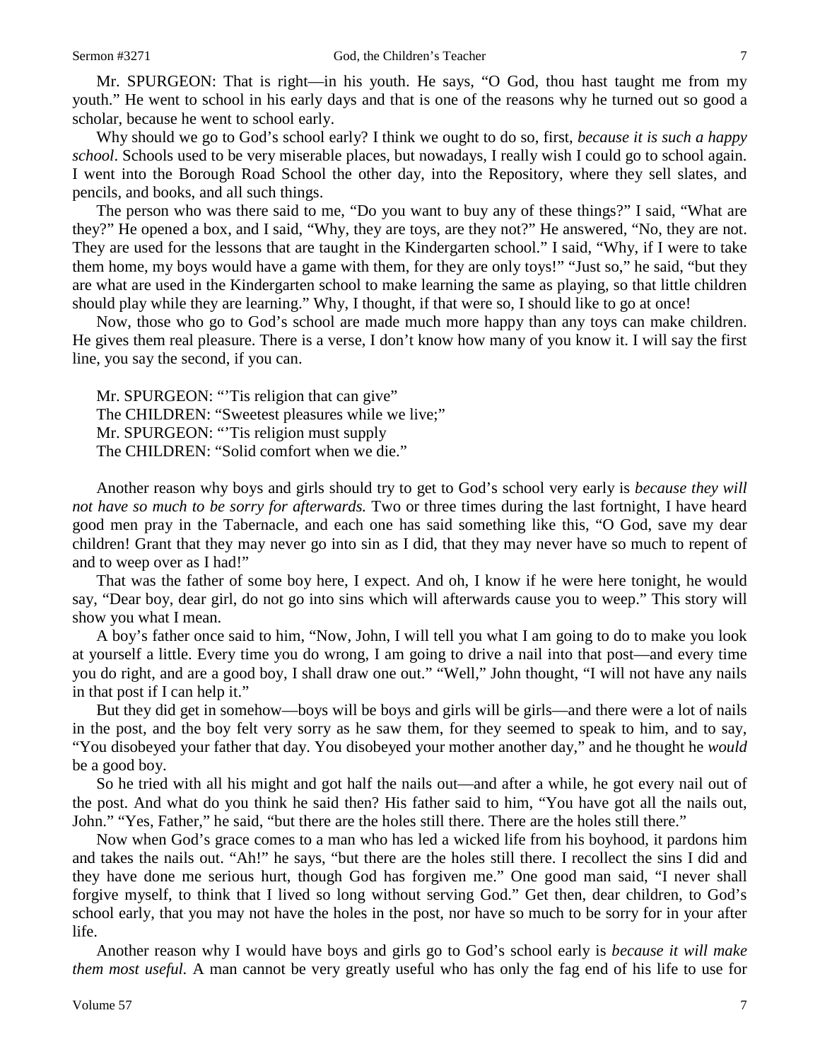Mr. SPURGEON: That is right—in his youth. He says, "O God, thou hast taught me from my youth." He went to school in his early days and that is one of the reasons why he turned out so good a scholar, because he went to school early.

Why should we go to God's school early? I think we ought to do so, first, *because it is such a happy school*. Schools used to be very miserable places, but nowadays, I really wish I could go to school again. I went into the Borough Road School the other day, into the Repository, where they sell slates, and pencils, and books, and all such things.

The person who was there said to me, "Do you want to buy any of these things?" I said, "What are they?" He opened a box, and I said, "Why, they are toys, are they not?" He answered, "No, they are not. They are used for the lessons that are taught in the Kindergarten school." I said, "Why, if I were to take them home, my boys would have a game with them, for they are only toys!" "Just so," he said, "but they are what are used in the Kindergarten school to make learning the same as playing, so that little children should play while they are learning." Why, I thought, if that were so, I should like to go at once!

Now, those who go to God's school are made much more happy than any toys can make children. He gives them real pleasure. There is a verse, I don't know how many of you know it. I will say the first line, you say the second, if you can.

Mr. SPURGEON: "'Tis religion that can give"
The CHILDREN: "Sweetest pleasures while we live;"
Mr. SPURGEON: "'Tis religion must supply
The CHILDREN: "Solid comfort when we die."

Another reason why boys and girls should try to get to God's school very early is *because they will not have so much to be sorry for afterwards.* Two or three times during the last fortnight, I have heard good men pray in the Tabernacle, and each one has said something like this, "O God, save my dear children! Grant that they may never go into sin as I did, that they may never have so much to repent of and to weep over as I had!"

That was the father of some boy here, I expect. And oh, I know if he were here tonight, he would say, "Dear boy, dear girl, do not go into sins which will afterwards cause you to weep." This story will show you what I mean.

A boy's father once said to him, "Now, John, I will tell you what I am going to do to make you look at yourself a little. Every time you do wrong, I am going to drive a nail into that post—and every time you do right, and are a good boy, I shall draw one out." "Well," John thought, "I will not have any nails in that post if I can help it."

But they did get in somehow—boys will be boys and girls will be girls—and there were a lot of nails in the post, and the boy felt very sorry as he saw them, for they seemed to speak to him, and to say, "You disobeyed your father that day. You disobeyed your mother another day," and he thought he *would* be a good boy.

So he tried with all his might and got half the nails out—and after a while, he got every nail out of the post. And what do you think he said then? His father said to him, "You have got all the nails out, John." "Yes, Father," he said, "but there are the holes still there. There are the holes still there."

Now when God's grace comes to a man who has led a wicked life from his boyhood, it pardons him and takes the nails out. "Ah!" he says, "but there are the holes still there. I recollect the sins I did and they have done me serious hurt, though God has forgiven me." One good man said, "I never shall forgive myself, to think that I lived so long without serving God." Get then, dear children, to God's school early, that you may not have the holes in the post, nor have so much to be sorry for in your after life.

Another reason why I would have boys and girls go to God's school early is *because it will make them most useful.* A man cannot be very greatly useful who has only the fag end of his life to use for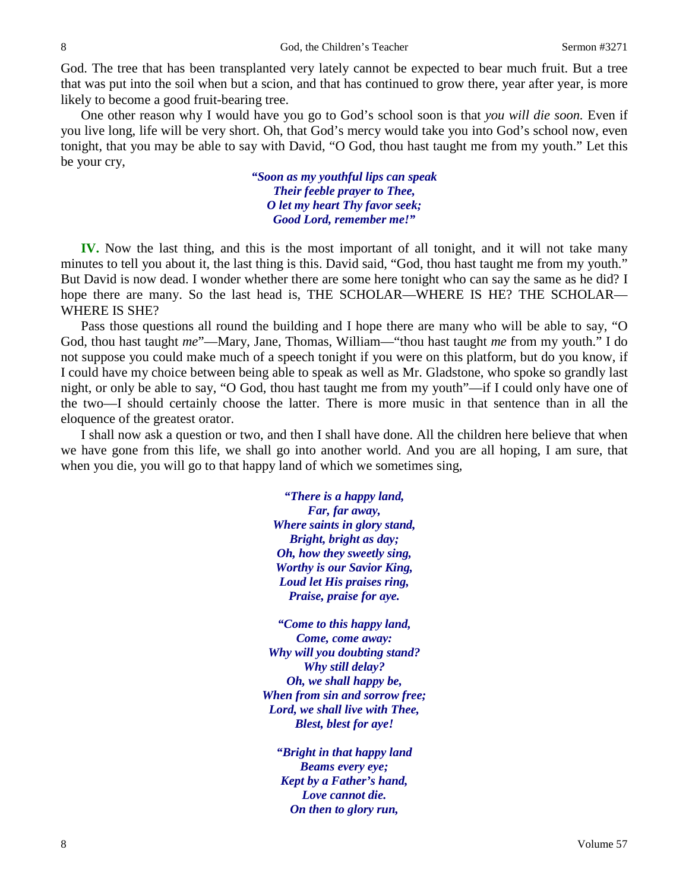God. The tree that has been transplanted very lately cannot be expected to bear much fruit. But a tree that was put into the soil when but a scion, and that has continued to grow there, year after year, is more likely to become a good fruit-bearing tree.

One other reason why I would have you go to God's school soon is that *you will die soon.* Even if you live long, life will be very short. Oh, that God's mercy would take you into God's school now, even tonight, that you may be able to say with David, "O God, thou hast taught me from my youth." Let this be your cry,

> ***"Soon as my youthful lips can speak***
> ***Their feeble prayer to Thee,***
> ***O let my heart Thy favor seek;***
> ***Good Lord, remember me!"***

**IV.** Now the last thing, and this is the most important of all tonight, and it will not take many minutes to tell you about it, the last thing is this. David said, "God, thou hast taught me from my youth." But David is now dead. I wonder whether there are some here tonight who can say the same as he did? I hope there are many. So the last head is, THE SCHOLAR—WHERE IS HE? THE SCHOLAR—WHERE IS SHE?

Pass those questions all round the building and I hope there are many who will be able to say, "O God, thou hast taught *me*"—Mary, Jane, Thomas, William—"thou hast taught *me* from my youth." I do not suppose you could make much of a speech tonight if you were on this platform, but do you know, if I could have my choice between being able to speak as well as Mr. Gladstone, who spoke so grandly last night, or only be able to say, "O God, thou hast taught me from my youth"—if I could only have one of the two—I should certainly choose the latter. There is more music in that sentence than in all the eloquence of the greatest orator.

I shall now ask a question or two, and then I shall have done. All the children here believe that when we have gone from this life, we shall go into another world. And you are all hoping, I am sure, that when you die, you will go to that happy land of which we sometimes sing,

> ***"There is a happy land,***
> ***Far, far away,***
> ***Where saints in glory stand,***
> ***Bright, bright as day;***
> ***Oh, how they sweetly sing,***
> ***Worthy is our Savior King,***
> ***Loud let His praises ring,***
> ***Praise, praise for aye.***
>
> ***"Come to this happy land,***
> ***Come, come away:***
> ***Why will you doubting stand?***
> ***Why still delay?***
> ***Oh, we shall happy be,***
> ***When from sin and sorrow free;***
> ***Lord, we shall live with Thee,***
> ***Blest, blest for aye!***
>
> ***"Bright in that happy land***
> ***Beams every eye;***
> ***Kept by a Father's hand,***
> ***Love cannot die.***
> ***On then to glory run,***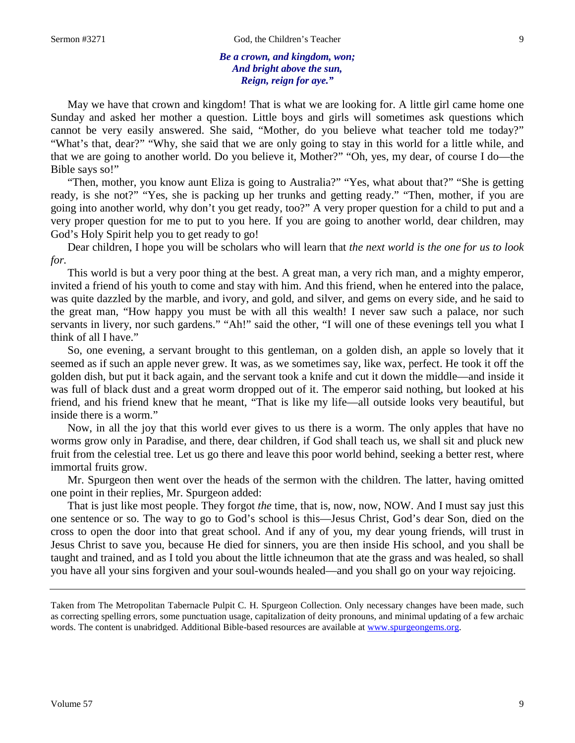*Be a crown, and kingdom, won;*
*And bright above the sun,*
*Reign, reign for aye."*

May we have that crown and kingdom! That is what we are looking for. A little girl came home one Sunday and asked her mother a question. Little boys and girls will sometimes ask questions which cannot be very easily answered. She said, "Mother, do you believe what teacher told me today?" "What's that, dear?" "Why, she said that we are only going to stay in this world for a little while, and that we are going to another world. Do you believe it, Mother?" "Oh, yes, my dear, of course I do—the Bible says so!"

"Then, mother, you know aunt Eliza is going to Australia?" "Yes, what about that?" "She is getting ready, is she not?" "Yes, she is packing up her trunks and getting ready." "Then, mother, if you are going into another world, why don't you get ready, too?" A very proper question for a child to put and a very proper question for me to put to you here. If you are going to another world, dear children, may God's Holy Spirit help you to get ready to go!

Dear children, I hope you will be scholars who will learn that *the next world is the one for us to look for.*

This world is but a very poor thing at the best. A great man, a very rich man, and a mighty emperor, invited a friend of his youth to come and stay with him. And this friend, when he entered into the palace, was quite dazzled by the marble, and ivory, and gold, and silver, and gems on every side, and he said to the great man, "How happy you must be with all this wealth! I never saw such a palace, nor such servants in livery, nor such gardens." "Ah!" said the other, "I will one of these evenings tell you what I think of all I have."

So, one evening, a servant brought to this gentleman, on a golden dish, an apple so lovely that it seemed as if such an apple never grew. It was, as we sometimes say, like wax, perfect. He took it off the golden dish, but put it back again, and the servant took a knife and cut it down the middle—and inside it was full of black dust and a great worm dropped out of it. The emperor said nothing, but looked at his friend, and his friend knew that he meant, "That is like my life—all outside looks very beautiful, but inside there is a worm."

Now, in all the joy that this world ever gives to us there is a worm. The only apples that have no worms grow only in Paradise, and there, dear children, if God shall teach us, we shall sit and pluck new fruit from the celestial tree. Let us go there and leave this poor world behind, seeking a better rest, where immortal fruits grow.

Mr. Spurgeon then went over the heads of the sermon with the children. The latter, having omitted one point in their replies, Mr. Spurgeon added:

That is just like most people. They forgot *the* time, that is, now, now, NOW. And I must say just this one sentence or so. The way to go to God's school is this—Jesus Christ, God's dear Son, died on the cross to open the door into that great school. And if any of you, my dear young friends, will trust in Jesus Christ to save you, because He died for sinners, you are then inside His school, and you shall be taught and trained, and as I told you about the little ichneumon that ate the grass and was healed, so shall you have all your sins forgiven and your soul-wounds healed—and you shall go on your way rejoicing.

---

Taken from The Metropolitan Tabernacle Pulpit C. H. Spurgeon Collection. Only necessary changes have been made, such as correcting spelling errors, some punctuation usage, capitalization of deity pronouns, and minimal updating of a few archaic words. The content is unabridged. Additional Bible-based resources are available at www.spurgeongems.org.